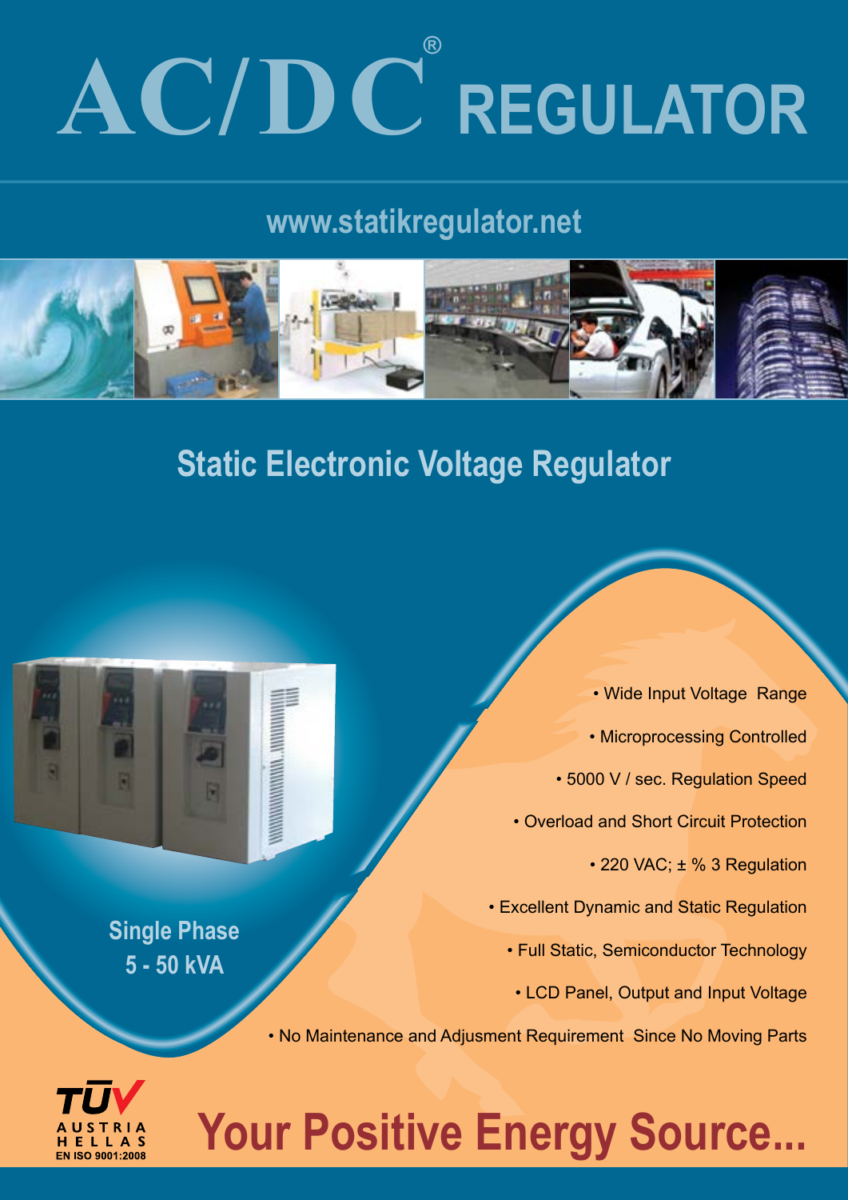# AC/DC® REGULATOR

www.statikregulator.net

## Static Electronic Voltage Regulator

**Single Phase**
**5 - 50 kVA**

- Wide Input Voltage Range
- Microprocessing Controlled
- 5000 V / sec. Regulation Speed
- Overload and Short Circuit Protection
- 220 VAC; ± % 3 Regulation
- Excellent Dynamic and Static Regulation
- Full Static, Semiconductor Technology
- LCD Panel, Output and Input Voltage
- No Maintenance and Adjusment Requirement Since No Moving Parts

TÜV AUSTRIA HELLAS EN ISO 9001:2008

## Your Positive Energy Source...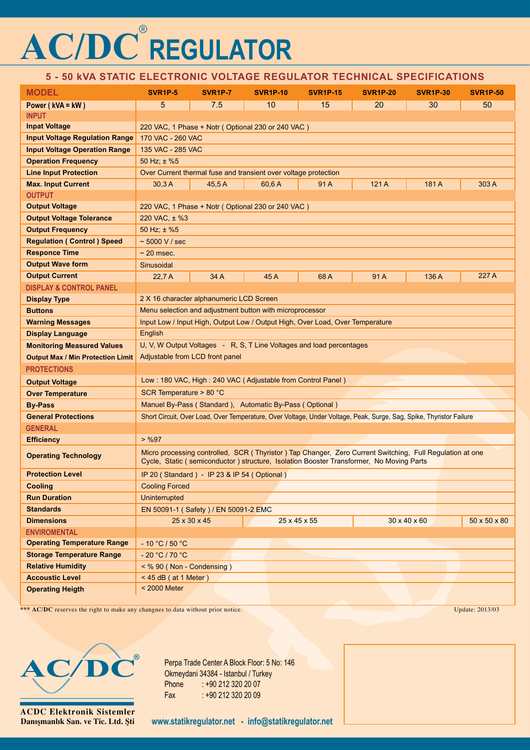# AC/DC® REGULATOR

## 5 - 50 kVA STATIC ELECTRONIC VOLTAGE REGULATOR TECHNICAL SPECIFICATIONS

| MODEL | SVR1P-5 | SVR1P-7 | SVR1P-10 | SVR1P-15 | SVR1P-20 | SVR1P-30 | SVR1P-50 |
|---|---|---|---|---|---|---|---|
| **Power ( kVA = kW )** | 5 | 7.5 | 10 | 15 | 20 | 30 | 50 |
| **INPUT** | | | | | | | |
| **Inpat Voltage** | 220 VAC, 1 Phase + Notr ( Optional 230 or 240 VAC ) | | | | | | |
| **Input Voltage Regulation Range** | 170 VAC - 260 VAC | | | | | | |
| **Input Voltage Operation Range** | 135 VAC - 285 VAC | | | | | | |
| **Operation Frequency** | 50 Hz; ± %5 | | | | | | |
| **Line Input Protection** | Over Current thermal fuse and transient over voltage protection | | | | | | |
| **Max. Input Current** | 30,3 A | 45,5 A | 60,6 A | 91 A | 121 A | 181 A | 303 A |
| **OUTPUT** | | | | | | | |
| **Output Voltage** | 220 VAC, 1 Phase + Notr ( Optional 230 or 240 VAC ) | | | | | | |
| **Output Voltage Tolerance** | 220 VAC, ± %3 | | | | | | |
| **Output Frequency** | 50 Hz; ± %5 | | | | | | |
| **Regulation ( Control ) Speed** | ~ 5000 V / sec | | | | | | |
| **Responce Time** | ~ 20 msec. | | | | | | |
| **Output Wave form** | Sinusoidal | | | | | | |
| **Output Current** | 22,7 A | 34 A | 45 A | 68 A | 91 A | 136 A | 227 A |
| **DISPLAY & CONTROL PANEL** | | | | | | | |
| **Display Type** | 2 X 16 character alphanumeric LCD Screen | | | | | | |
| **Buttons** | Menu selection and adjustment button with microprocessor | | | | | | |
| **Warning Messages** | Input Low / Input High, Output Low / Output High, Over Load, Over Temperature | | | | | | |
| **Display Language** | English | | | | | | |
| **Monitoring Measured Values** | U, V, W Output Voltages - R, S, T Line Voltages and load percentages | | | | | | |
| **Output Max / Min Protection Limit** | Adjustable from LCD front panel | | | | | | |
| **PROTECTIONS** | | | | | | | |
| **Output Voltage** | Low : 180 VAC, High : 240 VAC ( Adjustable from Control Panel ) | | | | | | |
| **Over Temperature** | SCR Temperature > 80 °C | | | | | | |
| **By-Pass** | Manuel By-Pass ( Standard ), Automatic By-Pass ( Optional ) | | | | | | |
| **General Protections** | Short Circuit, Over Load, Over Temperature, Over Voltage, Under Voltage, Peak, Surge, Sag, Spike, Thyristor Failure | | | | | | |
| **GENERAL** | | | | | | | |
| **Efficiency** | > %97 | | | | | | |
| **Operating Technology** | Micro processing controlled, SCR ( Thyristor ) Tap Changer, Zero Current Switching, Full Regulation at one Cycle, Static ( semiconductor ) structure, Isolation Booster Transformer, No Moving Parts | | | | | | |
| **Protection Level** | IP 20 ( Standard ) - IP 23 & IP 54 ( Optional ) | | | | | | |
| **Cooling** | Cooling Forced | | | | | | |
| **Run Duration** | Uninterrupted | | | | | | |
| **Standards** | EN 50091-1 ( Safety ) / EN 50091-2 EMC | | | | | | |
| **Dimensions** | 25 x 30 x 45 | | 25 x 45 x 55 | | 30 x 40 x 60 | | 50 x 50 x 80 |
| **ENVIROMENTAL** | | | | | | | |
| **Operating Temperature Range** | - 10 °C / 50 °C | | | | | | |
| **Storage Temperature Range** | - 20 °C / 70 °C | | | | | | |
| **Relative Humidity** | < % 90 ( Non - Condensing ) | | | | | | |
| **Accoustic Level** | < 45 dB ( at 1 Meter ) | | | | | | |
| **Operating Heigth** | < 2000 Meter | | | | | | |

*** **AC/DC** reserves the right to make any changnes to data without prior notice.

Update: 2013/03

AC/DC®

**ACDC Elektronik Sistemler**
**Danışmanlık San. ve Tic. Ltd. Şti**

Perpa Trade Center A Block Floor: 5 No: 146
Okmeydani 34384 - Istanbul / Turkey
Phone : +90 212 320 20 07
Fax : +90 212 320 20 09

**www.statikregulator.net - info@statikregulator.net**